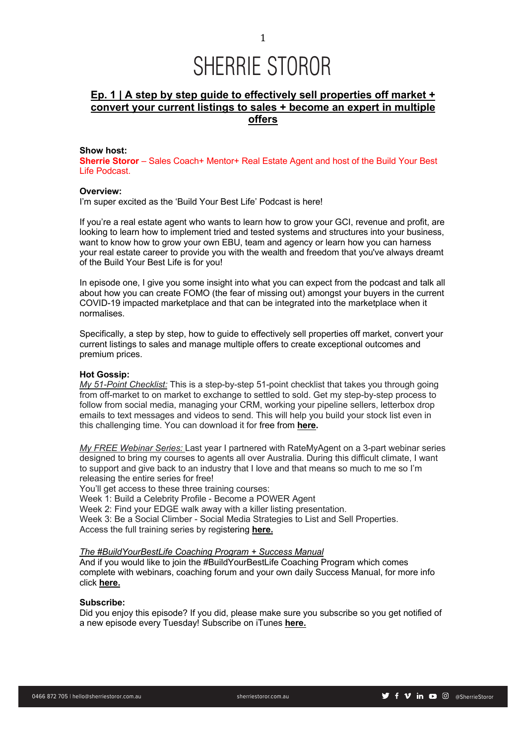# SHERRIE STOROR

## Ep. 1 | A step by step guide to effectively sell properties off market + convert your current listings to sales + become an expert in multiple offers

**Show host:**
**Sherrie Storor** – Sales Coach+ Mentor+ Real Estate Agent and host of the Build Your Best Life Podcast.

**Overview:**
I'm super excited as the 'Build Your Best Life' Podcast is here!

If you're a real estate agent who wants to learn how to grow your GCI, revenue and profit, are looking to learn how to implement tried and tested systems and structures into your business, want to know how to grow your own EBU, team and agency or learn how you can harness your real estate career to provide you with the wealth and freedom that you've always dreamt of the Build Your Best Life is for you!

In episode one, I give you some insight into what you can expect from the podcast and talk all about how you can create FOMO (the fear of missing out) amongst your buyers in the current COVID-19 impacted marketplace and that can be integrated into the marketplace when it normalises.

Specifically, a step by step, how to guide to effectively sell properties off market, convert your current listings to sales and manage multiple offers to create exceptional outcomes and premium prices.

**Hot Gossip:**
*My 51-Point Checklist:* This is a step-by-step 51-point checklist that takes you through going from off-market to on market to exchange to settled to sold. Get my step-by-step process to follow from social media, managing your CRM, working your pipeline sellers, letterbox drop emails to text messages and videos to send. This will help you build your stock list even in this challenging time. You can download it for free from **here.**

*My FREE Webinar Series:* Last year I partnered with RateMyAgent on a 3-part webinar series designed to bring my courses to agents all over Australia. During this difficult climate, I want to support and give back to an industry that I love and that means so much to me so I'm releasing the entire series for free!
You'll get access to these three training courses:
Week 1: Build a Celebrity Profile - Become a POWER Agent
Week 2: Find your EDGE walk away with a killer listing presentation.
Week 3: Be a Social Climber - Social Media Strategies to List and Sell Properties.
Access the full training series by registering **here.**

*The #BuildYourBestLife Coaching Program + Success Manual*
And if you would like to join the #BuildYourBestLife Coaching Program which comes complete with webinars, coaching forum and your own daily Success Manual, for more info click **here.**

**Subscribe:**
Did you enjoy this episode? If you did, please make sure you subscribe so you get notified of a new episode every Tuesday! Subscribe on iTunes **here.**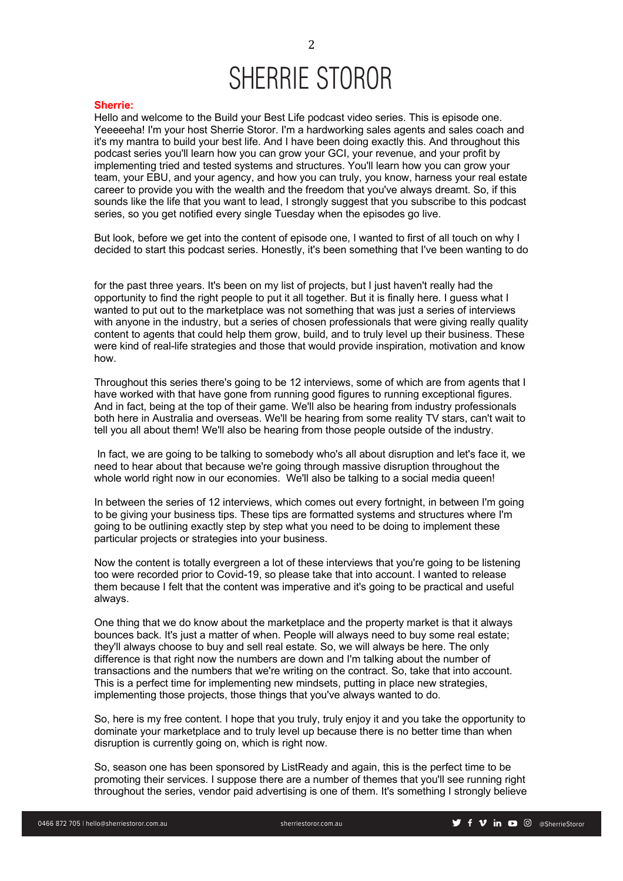**Sherrie:**

Hello and welcome to the Build your Best Life podcast video series. This is episode one. Yeeeeeha! I'm your host Sherrie Storor. I'm a hardworking sales agents and sales coach and it's my mantra to build your best life. And I have been doing exactly this. And throughout this podcast series you'll learn how you can grow your GCI, your revenue, and your profit by implementing tried and tested systems and structures. You'll learn how you can grow your team, your EBU, and your agency, and how you can truly, you know, harness your real estate career to provide you with the wealth and the freedom that you've always dreamt. So, if this sounds like the life that you want to lead, I strongly suggest that you subscribe to this podcast series, so you get notified every single Tuesday when the episodes go live.

But look, before we get into the content of episode one, I wanted to first of all touch on why I decided to start this podcast series. Honestly, it's been something that I've been wanting to do for the past three years. It's been on my list of projects, but I just haven't really had the opportunity to find the right people to put it all together. But it is finally here. I guess what I wanted to put out to the marketplace was not something that was just a series of interviews with anyone in the industry, but a series of chosen professionals that were giving really quality content to agents that could help them grow, build, and to truly level up their business. These were kind of real-life strategies and those that would provide inspiration, motivation and know how.

Throughout this series there's going to be 12 interviews, some of which are from agents that I have worked with that have gone from running good figures to running exceptional figures. And in fact, being at the top of their game. We'll also be hearing from industry professionals both here in Australia and overseas. We'll be hearing from some reality TV stars, can't wait to tell you all about them! We'll also be hearing from those people outside of the industry.

In fact, we are going to be talking to somebody who's all about disruption and let's face it, we need to hear about that because we're going through massive disruption throughout the whole world right now in our economies. We'll also be talking to a social media queen!

In between the series of 12 interviews, which comes out every fortnight, in between I'm going to be giving your business tips. These tips are formatted systems and structures where I'm going to be outlining exactly step by step what you need to be doing to implement these particular projects or strategies into your business.

Now the content is totally evergreen a lot of these interviews that you're going to be listening too were recorded prior to Covid-19, so please take that into account. I wanted to release them because I felt that the content was imperative and it's going to be practical and useful always.

One thing that we do know about the marketplace and the property market is that it always bounces back. It's just a matter of when. People will always need to buy some real estate; they'll always choose to buy and sell real estate. So, we will always be here. The only difference is that right now the numbers are down and I'm talking about the number of transactions and the numbers that we're writing on the contract. So, take that into account. This is a perfect time for implementing new mindsets, putting in place new strategies, implementing those projects, those things that you've always wanted to do.

So, here is my free content. I hope that you truly, truly enjoy it and you take the opportunity to dominate your marketplace and to truly level up because there is no better time than when disruption is currently going on, which is right now.

So, season one has been sponsored by ListReady and again, this is the perfect time to be promoting their services. I suppose there are a number of themes that you'll see running right throughout the series, vendor paid advertising is one of them. It's something I strongly believe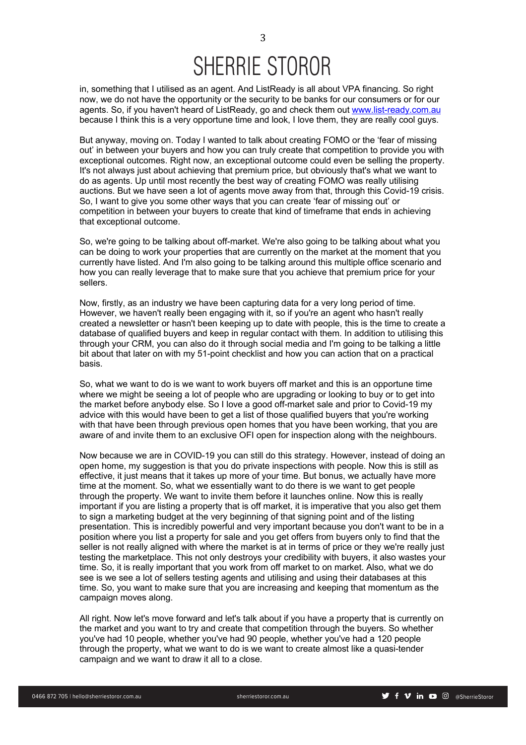in, something that I utilised as an agent. And ListReady is all about VPA financing. So right now, we do not have the opportunity or the security to be banks for our consumers or for our agents. So, if you haven't heard of ListReady, go and check them out [www.list-ready.com.au](www.list-ready.com.au) because I think this is a very opportune time and look, I love them, they are really cool guys.

But anyway, moving on. Today I wanted to talk about creating FOMO or the 'fear of missing out' in between your buyers and how you can truly create that competition to provide you with exceptional outcomes. Right now, an exceptional outcome could even be selling the property. It's not always just about achieving that premium price, but obviously that's what we want to do as agents. Up until most recently the best way of creating FOMO was really utilising auctions. But we have seen a lot of agents move away from that, through this Covid-19 crisis. So, I want to give you some other ways that you can create 'fear of missing out' or competition in between your buyers to create that kind of timeframe that ends in achieving that exceptional outcome.

So, we're going to be talking about off-market. We're also going to be talking about what you can be doing to work your properties that are currently on the market at the moment that you currently have listed. And I'm also going to be talking around this multiple office scenario and how you can really leverage that to make sure that you achieve that premium price for your sellers.

Now, firstly, as an industry we have been capturing data for a very long period of time. However, we haven't really been engaging with it, so if you're an agent who hasn't really created a newsletter or hasn't been keeping up to date with people, this is the time to create a database of qualified buyers and keep in regular contact with them. In addition to utilising this through your CRM, you can also do it through social media and I'm going to be talking a little bit about that later on with my 51-point checklist and how you can action that on a practical basis.

So, what we want to do is we want to work buyers off market and this is an opportune time where we might be seeing a lot of people who are upgrading or looking to buy or to get into the market before anybody else. So I love a good off-market sale and prior to Covid-19 my advice with this would have been to get a list of those qualified buyers that you're working with that have been through previous open homes that you have been working, that you are aware of and invite them to an exclusive OFI open for inspection along with the neighbours.

Now because we are in COVID-19 you can still do this strategy. However, instead of doing an open home, my suggestion is that you do private inspections with people. Now this is still as effective, it just means that it takes up more of your time. But bonus, we actually have more time at the moment. So, what we essentially want to do there is we want to get people through the property. We want to invite them before it launches online. Now this is really important if you are listing a property that is off market, it is imperative that you also get them to sign a marketing budget at the very beginning of that signing point and of the listing presentation. This is incredibly powerful and very important because you don't want to be in a position where you list a property for sale and you get offers from buyers only to find that the seller is not really aligned with where the market is at in terms of price or they we're really just testing the marketplace. This not only destroys your credibility with buyers, it also wastes your time. So, it is really important that you work from off market to on market. Also, what we do see is we see a lot of sellers testing agents and utilising and using their databases at this time. So, you want to make sure that you are increasing and keeping that momentum as the campaign moves along.

All right. Now let's move forward and let's talk about if you have a property that is currently on the market and you want to try and create that competition through the buyers. So whether you've had 10 people, whether you've had 90 people, whether you've had a 120 people through the property, what we want to do is we want to create almost like a quasi-tender campaign and we want to draw it all to a close.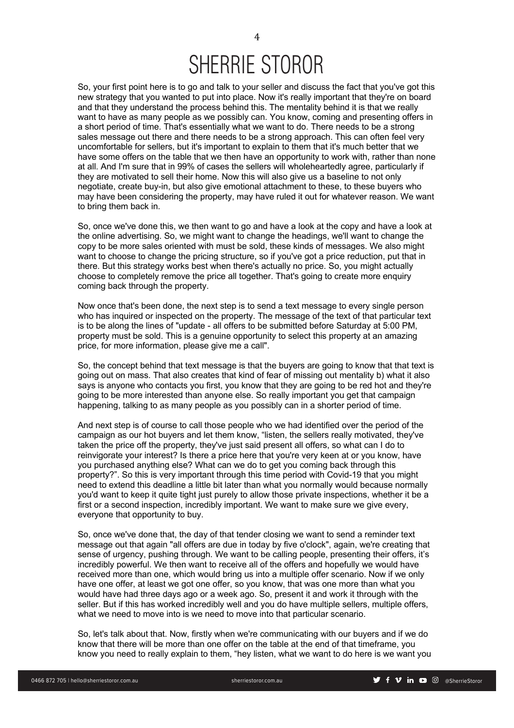So, your first point here is to go and talk to your seller and discuss the fact that you've got this new strategy that you wanted to put into place. Now it's really important that they're on board and that they understand the process behind this. The mentality behind it is that we really want to have as many people as we possibly can. You know, coming and presenting offers in a short period of time. That's essentially what we want to do. There needs to be a strong sales message out there and there needs to be a strong approach. This can often feel very uncomfortable for sellers, but it's important to explain to them that it's much better that we have some offers on the table that we then have an opportunity to work with, rather than none at all. And I'm sure that in 99% of cases the sellers will wholeheartedly agree, particularly if they are motivated to sell their home. Now this will also give us a baseline to not only negotiate, create buy-in, but also give emotional attachment to these, to these buyers who may have been considering the property, may have ruled it out for whatever reason. We want to bring them back in.

So, once we've done this, we then want to go and have a look at the copy and have a look at the online advertising. So, we might want to change the headings, we'll want to change the copy to be more sales oriented with must be sold, these kinds of messages. We also might want to choose to change the pricing structure, so if you've got a price reduction, put that in there. But this strategy works best when there's actually no price. So, you might actually choose to completely remove the price all together. That's going to create more enquiry coming back through the property.

Now once that's been done, the next step is to send a text message to every single person who has inquired or inspected on the property. The message of the text of that particular text is to be along the lines of "update - all offers to be submitted before Saturday at 5:00 PM, property must be sold. This is a genuine opportunity to select this property at an amazing price, for more information, please give me a call".

So, the concept behind that text message is that the buyers are going to know that that text is going out on mass. That also creates that kind of fear of missing out mentality b) what it also says is anyone who contacts you first, you know that they are going to be red hot and they're going to be more interested than anyone else. So really important you get that campaign happening, talking to as many people as you possibly can in a shorter period of time.

And next step is of course to call those people who we had identified over the period of the campaign as our hot buyers and let them know, "listen, the sellers really motivated, they've taken the price off the property, they've just said present all offers, so what can I do to reinvigorate your interest? Is there a price here that you're very keen at or you know, have you purchased anything else? What can we do to get you coming back through this property?". So this is very important through this time period with Covid-19 that you might need to extend this deadline a little bit later than what you normally would because normally you'd want to keep it quite tight just purely to allow those private inspections, whether it be a first or a second inspection, incredibly important. We want to make sure we give every, everyone that opportunity to buy.

So, once we've done that, the day of that tender closing we want to send a reminder text message out that again "all offers are due in today by five o'clock", again, we're creating that sense of urgency, pushing through. We want to be calling people, presenting their offers, it's incredibly powerful. We then want to receive all of the offers and hopefully we would have received more than one, which would bring us into a multiple offer scenario. Now if we only have one offer, at least we got one offer, so you know, that was one more than what you would have had three days ago or a week ago. So, present it and work it through with the seller. But if this has worked incredibly well and you do have multiple sellers, multiple offers, what we need to move into is we need to move into that particular scenario.

So, let's talk about that. Now, firstly when we're communicating with our buyers and if we do know that there will be more than one offer on the table at the end of that timeframe, you know you need to really explain to them, "hey listen, what we want to do here is we want you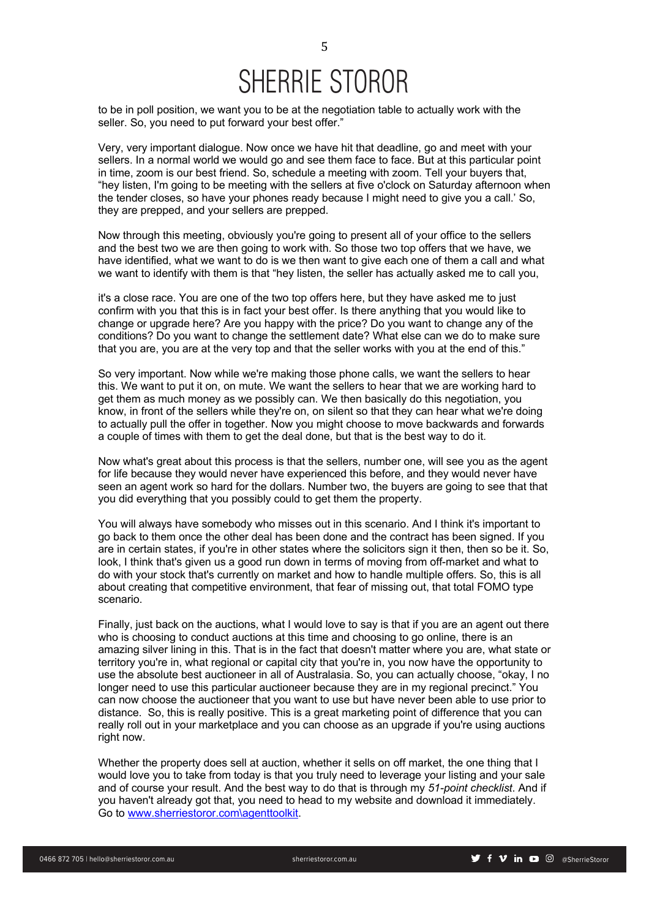to be in poll position, we want you to be at the negotiation table to actually work with the seller. So, you need to put forward your best offer."

Very, very important dialogue. Now once we have hit that deadline, go and meet with your sellers. In a normal world we would go and see them face to face. But at this particular point in time, zoom is our best friend. So, schedule a meeting with zoom. Tell your buyers that, "hey listen, I'm going to be meeting with the sellers at five o'clock on Saturday afternoon when the tender closes, so have your phones ready because I might need to give you a call.' So, they are prepped, and your sellers are prepped.

Now through this meeting, obviously you're going to present all of your office to the sellers and the best two we are then going to work with. So those two top offers that we have, we have identified, what we want to do is we then want to give each one of them a call and what we want to identify with them is that "hey listen, the seller has actually asked me to call you,

it's a close race. You are one of the two top offers here, but they have asked me to just confirm with you that this is in fact your best offer. Is there anything that you would like to change or upgrade here? Are you happy with the price? Do you want to change any of the conditions? Do you want to change the settlement date? What else can we do to make sure that you are, you are at the very top and that the seller works with you at the end of this."

So very important. Now while we're making those phone calls, we want the sellers to hear this. We want to put it on, on mute. We want the sellers to hear that we are working hard to get them as much money as we possibly can. We then basically do this negotiation, you know, in front of the sellers while they're on, on silent so that they can hear what we're doing to actually pull the offer in together. Now you might choose to move backwards and forwards a couple of times with them to get the deal done, but that is the best way to do it.

Now what's great about this process is that the sellers, number one, will see you as the agent for life because they would never have experienced this before, and they would never have seen an agent work so hard for the dollars. Number two, the buyers are going to see that that you did everything that you possibly could to get them the property.

You will always have somebody who misses out in this scenario. And I think it's important to go back to them once the other deal has been done and the contract has been signed. If you are in certain states, if you're in other states where the solicitors sign it then, then so be it. So, look, I think that's given us a good run down in terms of moving from off-market and what to do with your stock that's currently on market and how to handle multiple offers. So, this is all about creating that competitive environment, that fear of missing out, that total FOMO type scenario.

Finally, just back on the auctions, what I would love to say is that if you are an agent out there who is choosing to conduct auctions at this time and choosing to go online, there is an amazing silver lining in this. That is in the fact that doesn't matter where you are, what state or territory you're in, what regional or capital city that you're in, you now have the opportunity to use the absolute best auctioneer in all of Australasia. So, you can actually choose, "okay, I no longer need to use this particular auctioneer because they are in my regional precinct." You can now choose the auctioneer that you want to use but have never been able to use prior to distance. So, this is really positive. This is a great marketing point of difference that you can really roll out in your marketplace and you can choose as an upgrade if you're using auctions right now.

Whether the property does sell at auction, whether it sells on off market, the one thing that I would love you to take from today is that you truly need to leverage your listing and your sale and of course your result. And the best way to do that is through my *51-point checklist*. And if you haven't already got that, you need to head to my website and download it immediately. Go to www.sherriestoror.com\agenttoolkit.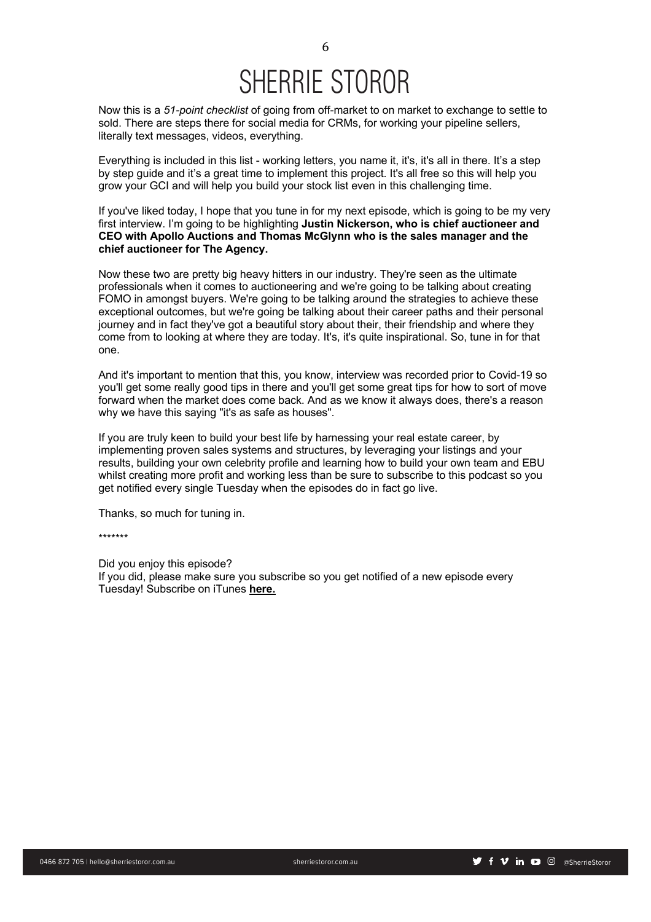Now this is a *51-point checklist* of going from off-market to on market to exchange to settle to sold. There are steps there for social media for CRMs, for working your pipeline sellers, literally text messages, videos, everything.

Everything is included in this list - working letters, you name it, it's, it's all in there. It's a step by step guide and it's a great time to implement this project. It's all free so this will help you grow your GCI and will help you build your stock list even in this challenging time.

If you've liked today, I hope that you tune in for my next episode, which is going to be my very first interview. I'm going to be highlighting **Justin Nickerson, who is chief auctioneer and CEO with Apollo Auctions and Thomas McGlynn who is the sales manager and the chief auctioneer for The Agency.**

Now these two are pretty big heavy hitters in our industry. They're seen as the ultimate professionals when it comes to auctioneering and we're going to be talking about creating FOMO in amongst buyers. We're going to be talking around the strategies to achieve these exceptional outcomes, but we're going to be talking about their career paths and their personal journey and in fact they've got a beautiful story about their, their friendship and where they come from to looking at where they are today. It's, it's quite inspirational. So, tune in for that one.

And it's important to mention that this, you know, interview was recorded prior to Covid-19 so you'll get some really good tips in there and you'll get some great tips for how to sort of move forward when the market does come back. And as we know it always does, there's a reason why we have this saying "it's as safe as houses".

If you are truly keen to build your best life by harnessing your real estate career, by implementing proven sales systems and structures, by leveraging your listings and your results, building your own celebrity profile and learning how to build your own team and EBU whilst creating more profit and working less than be sure to subscribe to this podcast so you get notified every single Tuesday when the episodes do in fact go live.

Thanks, so much for tuning in.

*******

Did you enjoy this episode?
If you did, please make sure you subscribe so you get notified of a new episode every Tuesday! Subscribe on iTunes **here.**